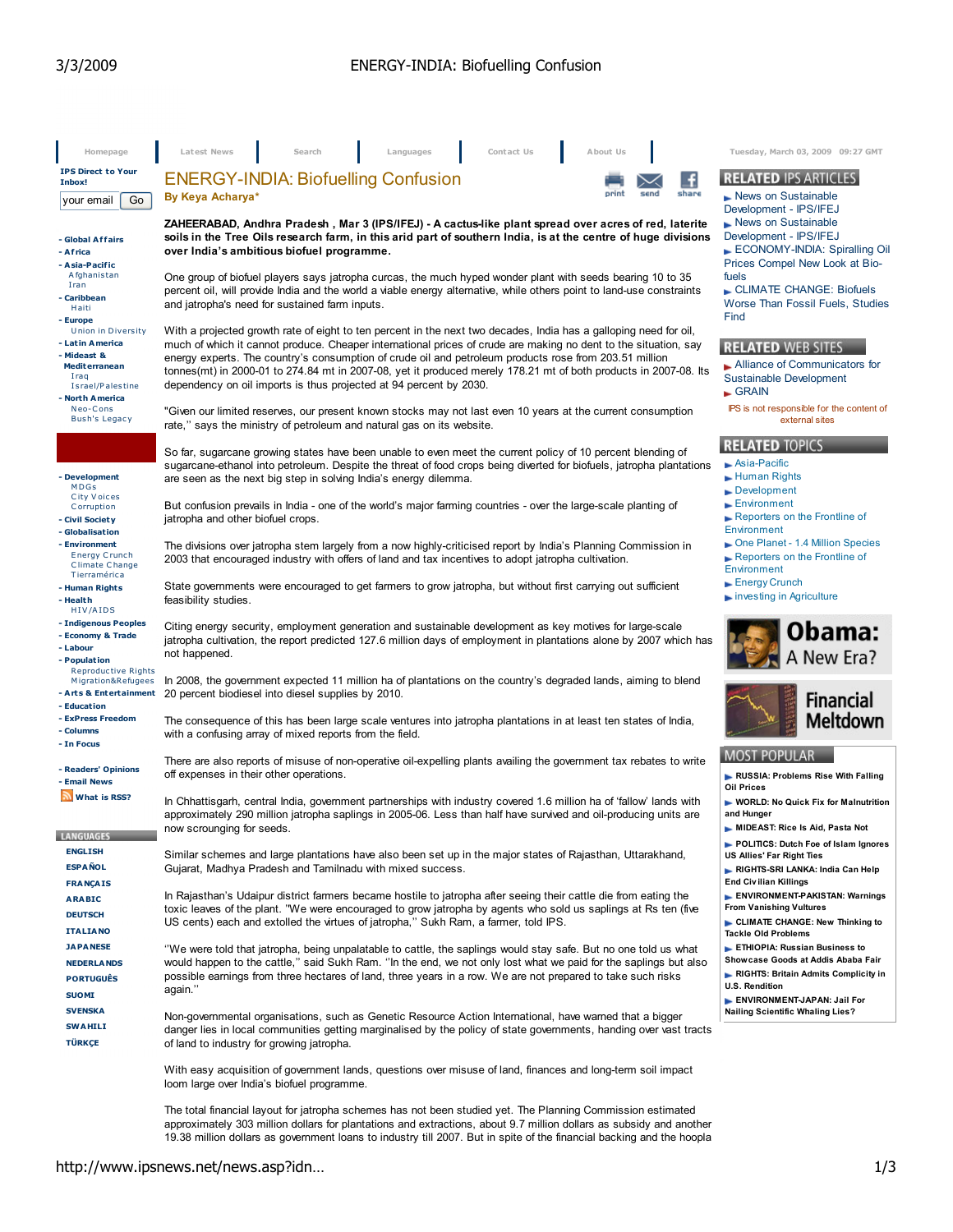# ENERGY-INDIA: Biofuelling Confusion

By Keya Acharya*

**ZAHEERABAD, Andhra Pradesh , Mar 3 (IPS/IFEJ) - A cactus-like plant spread over acres of red, laterite soils in the Tree Oils research farm, in this arid part of southern India, is at the centre of huge divisions over India's ambitious biofuel programme.**

One group of biofuel players says jatropha curcas, the much hyped wonder plant with seeds bearing 10 to 35 percent oil, will provide India and the world a viable energy alternative, while others point to land-use constraints and jatropha's need for sustained farm inputs.

With a projected growth rate of eight to ten percent in the next two decades, India has a galloping need for oil, much of which it cannot produce. Cheaper international prices of crude are making no dent to the situation, say energy experts. The country's consumption of crude oil and petroleum products rose from 203.51 million tonnes(mt) in 2000-01 to 274.84 mt in 2007-08, yet it produced merely 178.21 mt of both products in 2007-08. Its dependency on oil imports is thus projected at 94 percent by 2030.

"Given our limited reserves, our present known stocks may not last even 10 years at the current consumption rate,'' says the ministry of petroleum and natural gas on its website.

So far, sugarcane growing states have been unable to even meet the current policy of 10 percent blending of sugarcane-ethanol into petroleum. Despite the threat of food crops being diverted for biofuels, jatropha plantations are seen as the next big step in solving India's energy dilemma.

But confusion prevails in India - one of the world's major farming countries - over the large-scale planting of jatropha and other biofuel crops.

The divisions over jatropha stem largely from a now highly-criticised report by India's Planning Commission in 2003 that encouraged industry with offers of land and tax incentives to adopt jatropha cultivation.

State governments were encouraged to get farmers to grow jatropha, but without first carrying out sufficient feasibility studies.

Citing energy security, employment generation and sustainable development as key motives for large-scale jatropha cultivation, the report predicted 127.6 million days of employment in plantations alone by 2007 which has not happened.

In 2008, the government expected 11 million ha of plantations on the country's degraded lands, aiming to blend 20 percent biodiesel into diesel supplies by 2010.

The consequence of this has been large scale ventures into jatropha plantations in at least ten states of India, with a confusing array of mixed reports from the field.

There are also reports of misuse of non-operative oil-expelling plants availing the government tax rebates to write off expenses in their other operations.

In Chhattisgarh, central India, government partnerships with industry covered 1.6 million ha of 'fallow' lands with approximately 290 million jatropha saplings in 2005-06. Less than half have survived and oil-producing units are now scrounging for seeds.

Similar schemes and large plantations have also been set up in the major states of Rajasthan, Uttarakhand, Gujarat, Madhya Pradesh and Tamilnadu with mixed success.

In Rajasthan's Udaipur district farmers became hostile to jatropha after seeing their cattle die from eating the toxic leaves of the plant. "We were encouraged to grow jatropha by agents who sold us saplings at Rs ten (five US cents) each and extolled the virtues of jatropha,'' Sukh Ram, a farmer, told IPS.

''We were told that jatropha, being unpalatable to cattle, the saplings would stay safe. But no one told us what would happen to the cattle,'' said Sukh Ram. ''In the end, we not only lost what we paid for the saplings but also possible earnings from three hectares of land, three years in a row. We are not prepared to take such risks again.''

Non-governmental organisations, such as Genetic Resource Action International, have warned that a bigger danger lies in local communities getting marginalised by the policy of state governments, handing over vast tracts of land to industry for growing jatropha.

With easy acquisition of government lands, questions over misuse of land, finances and long-term soil impact loom large over India's biofuel programme.

The total financial layout for jatropha schemes has not been studied yet. The Planning Commission estimated approximately 303 million dollars for plantations and extractions, about 9.7 million dollars as subsidy and another 19.38 million dollars as government loans to industry till 2007. But in spite of the financial backing and the hoopla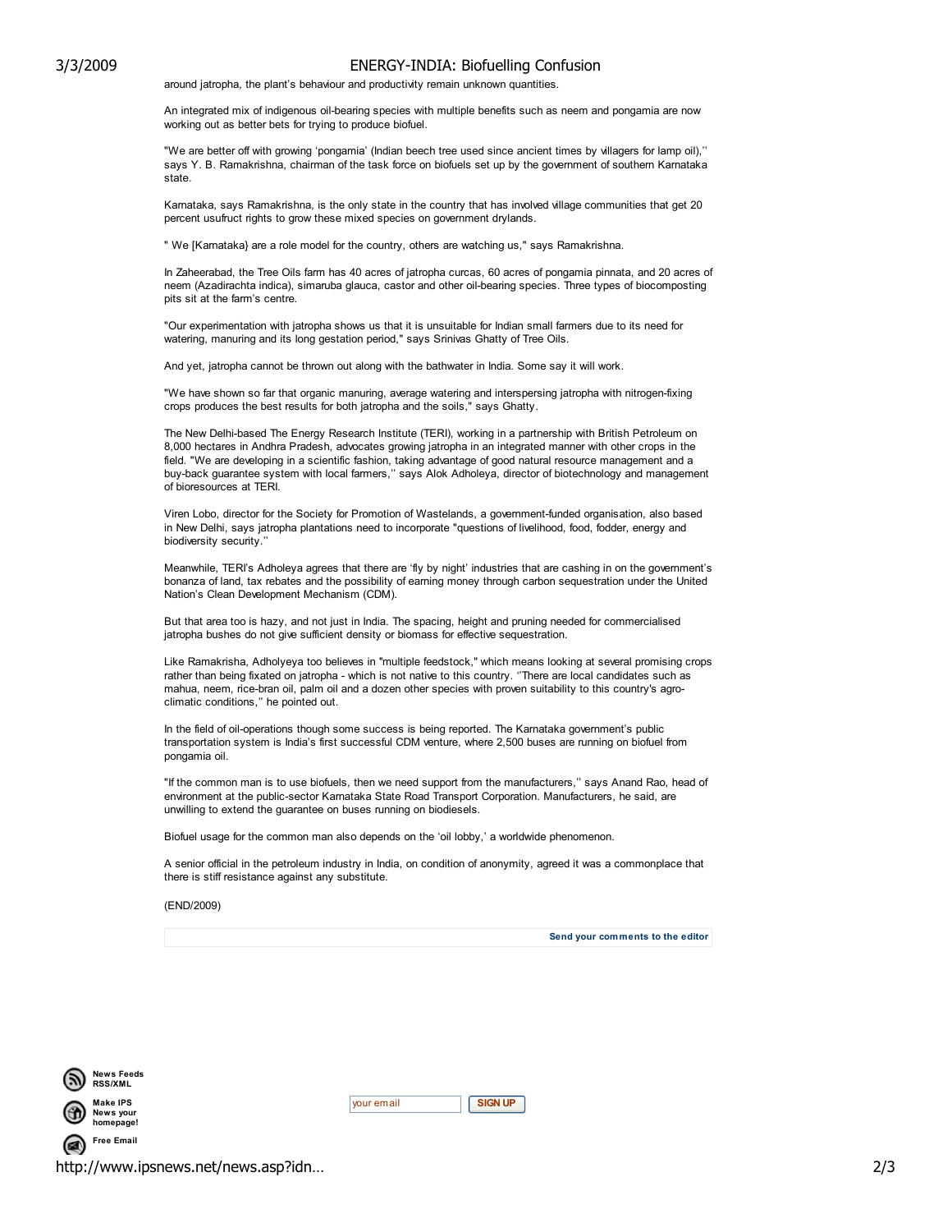around jatropha, the plant's behaviour and productivity remain unknown quantities.

An integrated mix of indigenous oil-bearing species with multiple benefits such as neem and pongamia are now working out as better bets for trying to produce biofuel.

"We are better off with growing 'pongamia' (Indian beech tree used since ancient times by villagers for lamp oil),'' says Y. B. Ramakrishna, chairman of the task force on biofuels set up by the government of southern Karnataka state.

Karnataka, says Ramakrishna, is the only state in the country that has involved village communities that get 20 percent usufruct rights to grow these mixed species on government drylands.

" We [Karnataka} are a role model for the country, others are watching us," says Ramakrishna.

In Zaheerabad, the Tree Oils farm has 40 acres of jatropha curcas, 60 acres of pongamia pinnata, and 20 acres of neem (Azadirachta indica), simaruba glauca, castor and other oil-bearing species. Three types of biocomposting pits sit at the farm's centre.

"Our experimentation with jatropha shows us that it is unsuitable for Indian small farmers due to its need for watering, manuring and its long gestation period," says Srinivas Ghatty of Tree Oils.

And yet, jatropha cannot be thrown out along with the bathwater in India. Some say it will work.

"We have shown so far that organic manuring, average watering and interspersing jatropha with nitrogen-fixing crops produces the best results for both jatropha and the soils," says Ghatty.

The New Delhi-based The Energy Research Institute (TERI), working in a partnership with British Petroleum on 8,000 hectares in Andhra Pradesh, advocates growing jatropha in an integrated manner with other crops in the field. "We are developing in a scientific fashion, taking advantage of good natural resource management and a buy-back guarantee system with local farmers,'' says Alok Adholeya, director of biotechnology and management of bioresources at TERI.

Viren Lobo, director for the Society for Promotion of Wastelands, a government-funded organisation, also based in New Delhi, says jatropha plantations need to incorporate "questions of livelihood, food, fodder, energy and biodiversity security.''

Meanwhile, TERI's Adholeya agrees that there are 'fly by night' industries that are cashing in on the government's bonanza of land, tax rebates and the possibility of earning money through carbon sequestration under the United Nation's Clean Development Mechanism (CDM).

But that area too is hazy, and not just in India. The spacing, height and pruning needed for commercialised jatropha bushes do not give sufficient density or biomass for effective sequestration.

Like Ramakrisha, Adholyeya too believes in "multiple feedstock," which means looking at several promising crops rather than being fixated on jatropha - which is not native to this country. ''There are local candidates such as mahua, neem, rice-bran oil, palm oil and a dozen other species with proven suitability to this country's agro-climatic conditions,'' he pointed out.

In the field of oil-operations though some success is being reported. The Karnataka government's public transportation system is India's first successful CDM venture, where 2,500 buses are running on biofuel from pongamia oil.

"If the common man is to use biofuels, then we need support from the manufacturers,'' says Anand Rao, head of environment at the public-sector Karnataka State Road Transport Corporation. Manufacturers, he said, are unwilling to extend the guarantee on buses running on biodiesels.

Biofuel usage for the common man also depends on the 'oil lobby,' a worldwide phenomenon.

A senior official in the petroleum industry in India, on condition of anonymity, agreed it was a commonplace that there is stiff resistance against any substitute.

(END/2009)

Send your comments to the editor

News Feeds RSS/XML

Make IPS News your homepage!

Free Email

your email SIGN UP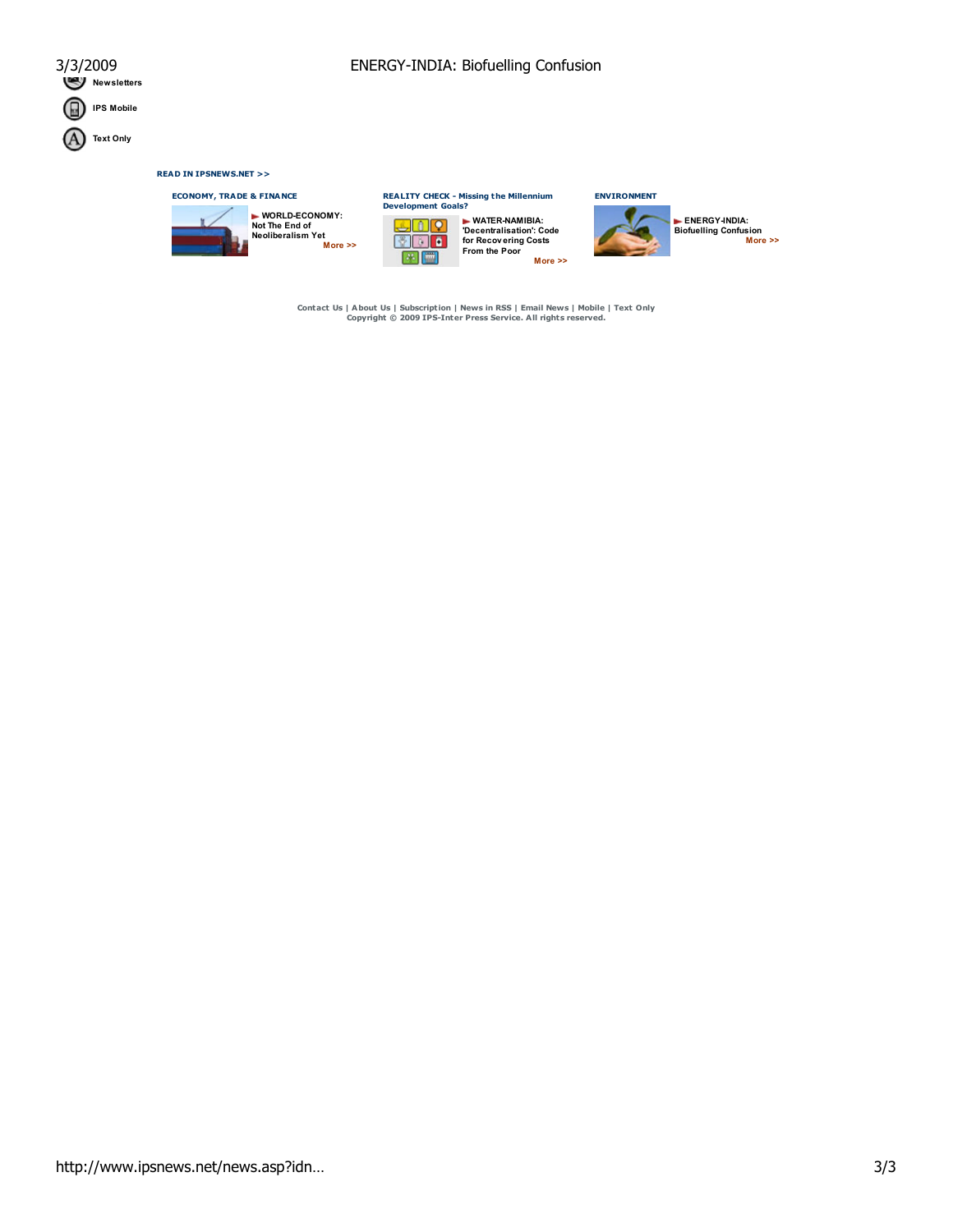Newsletters

IPS Mobile

Text Only

**READ IN IPSNEWS.NET >>**

**ECONOMY, TRADE & FINANCE**

**WORLD-ECONOMY: Not The End of Neoliberalism Yet**
More >>

**REALITY CHECK - Missing the Millennium Development Goals?**

**WATER-NAMIBIA: 'Decentralisation': Code for Recovering Costs From the Poor**
More >>

**ENVIRONMENT**

**ENERGY-INDIA: Biofuelling Confusion**
More >>

Contact Us | About Us | Subscription | News in RSS | Email News | Mobile | Text Only
Copyright © 2009 IPS-Inter Press Service. All rights reserved.